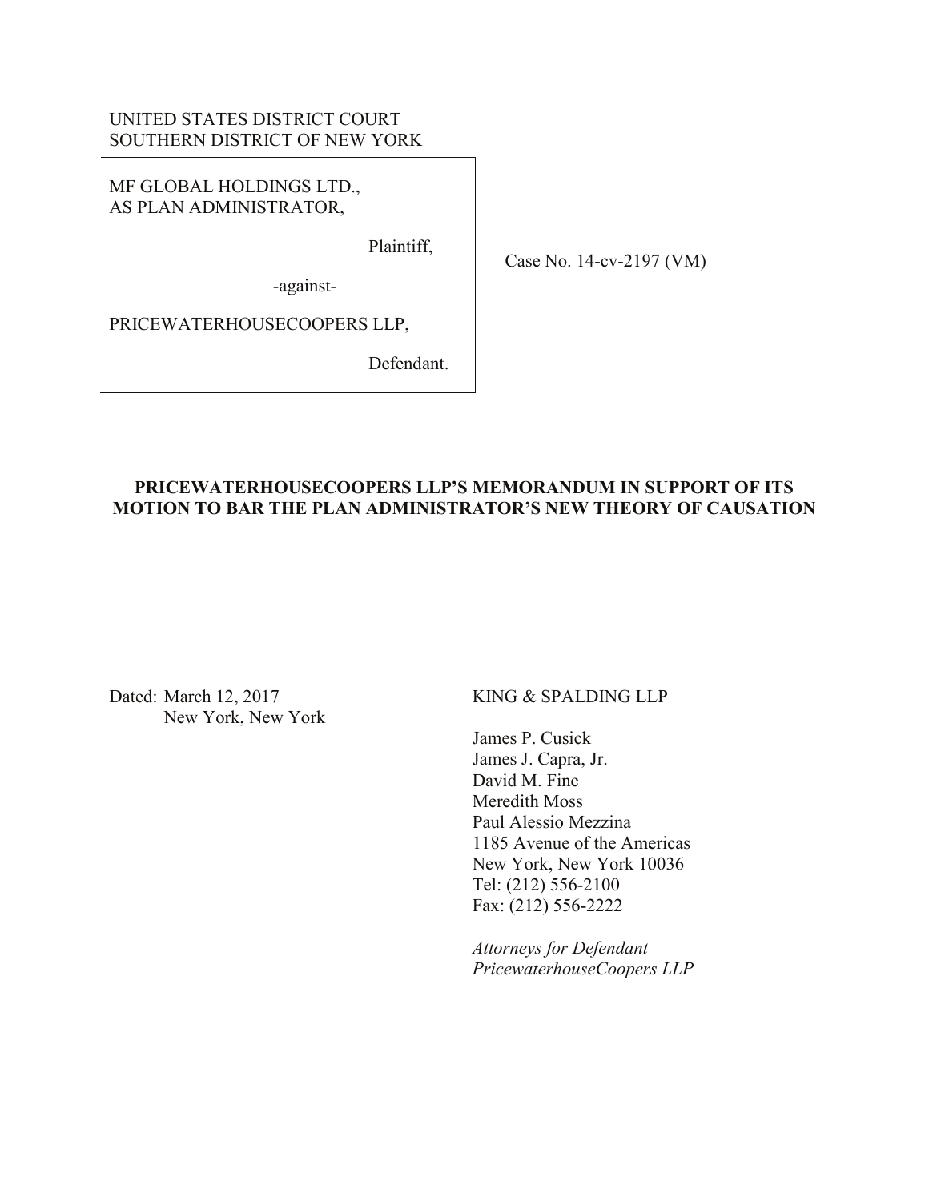UNITED STATES DISTRICT COURT
SOUTHERN DISTRICT OF NEW YORK

MF GLOBAL HOLDINGS LTD.,
AS PLAN ADMINISTRATOR,

Plaintiff,

-against-

PRICEWATERHOUSECOOPERS LLP,

Defendant.

Case No. 14-cv-2197 (VM)

**PRICEWATERHOUSECOOPERS LLP'S MEMORANDUM IN SUPPORT OF ITS MOTION TO BAR THE PLAN ADMINISTRATOR'S NEW THEORY OF CAUSATION**

Dated: March 12, 2017
New York, New York

KING & SPALDING LLP

James P. Cusick
James J. Capra, Jr.
David M. Fine
Meredith Moss
Paul Alessio Mezzina
1185 Avenue of the Americas
New York, New York 10036
Tel: (212) 556-2100
Fax: (212) 556-2222

*Attorneys for Defendant PricewaterhouseCoopers LLP*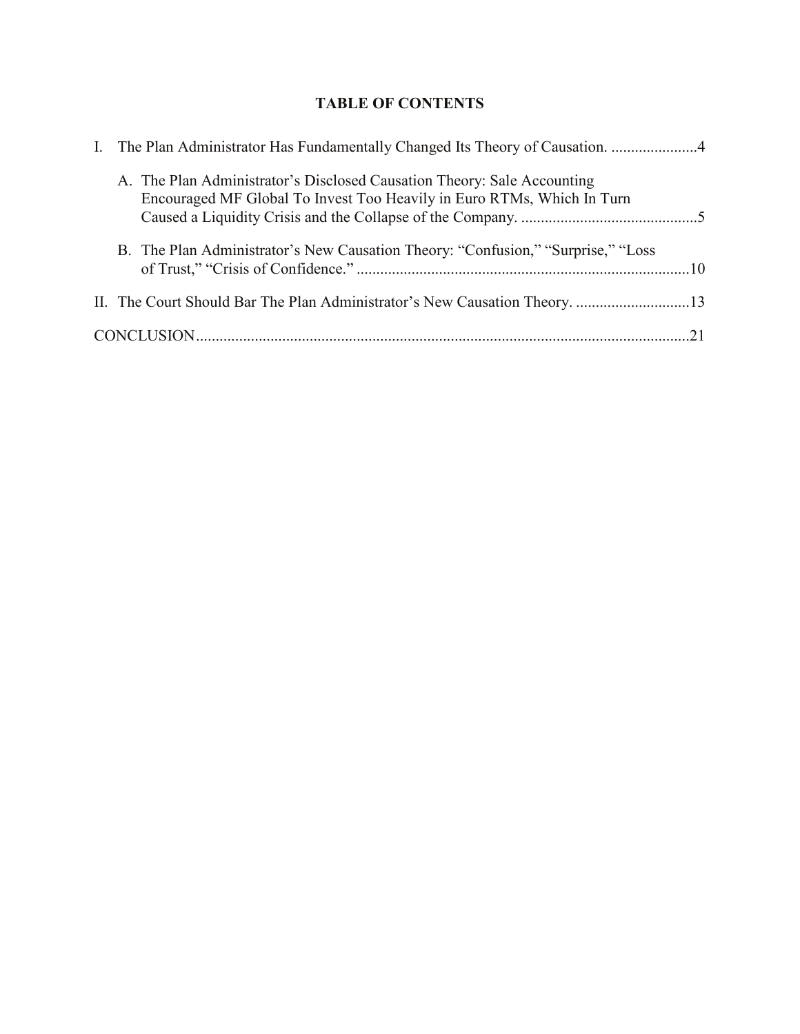# TABLE OF CONTENTS

I. The Plan Administrator Has Fundamentally Changed Its Theory of Causation. ......................4

  A. The Plan Administrator's Disclosed Causation Theory: Sale Accounting Encouraged MF Global To Invest Too Heavily in Euro RTMs, Which In Turn Caused a Liquidity Crisis and the Collapse of the Company. .............................................5

  B. The Plan Administrator's New Causation Theory: "Confusion," "Surprise," "Loss of Trust," "Crisis of Confidence." .....................................................................................10

II. The Court Should Bar The Plan Administrator's New Causation Theory. .............................13

CONCLUSION............................................................................................................................21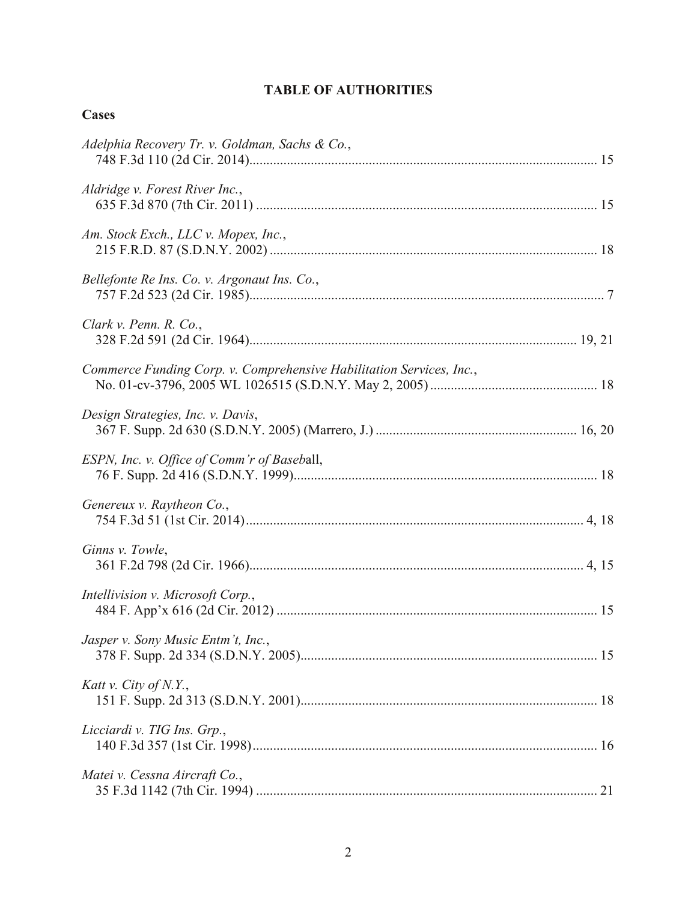# TABLE OF AUTHORITIES

## Cases

*Adelphia Recovery Tr. v. Goldman, Sachs & Co.*,
748 F.3d 110 (2d Cir. 2014)....................................................................................... 15

*Aldridge v. Forest River Inc.*,
635 F.3d 870 (7th Cir. 2011) ...................................................................................... 15

*Am. Stock Exch., LLC v. Mopex, Inc.*,
215 F.R.D. 87 (S.D.N.Y. 2002) .................................................................................. 18

*Bellefonte Re Ins. Co. v. Argonaut Ins. Co.*,
757 F.2d 523 (2d Cir. 1985)......................................................................................... 7

*Clark v. Penn. R. Co.*,
328 F.2d 591 (2d Cir. 1964)................................................................................. 19, 21

*Commerce Funding Corp. v. Comprehensive Habilitation Services, Inc.*,
No. 01-cv-3796, 2005 WL 1026515 (S.D.N.Y. May 2, 2005) ................................................ 18

*Design Strategies, Inc. v. Davis*,
367 F. Supp. 2d 630 (S.D.N.Y. 2005) (Marrero, J.) .......................................................... 16, 20

*ESPN, Inc. v. Office of Comm'r of Baseball*,
76 F. Supp. 2d 416 (S.D.N.Y. 1999)........................................................................... 18

*Genereux v. Raytheon Co.*,
754 F.3d 51 (1st Cir. 2014)...................................................................................... 4, 18

*Ginns v. Towle*,
361 F.2d 798 (2d Cir. 1966)..................................................................................... 4, 15

*Intellivision v. Microsoft Corp.*,
484 F. App'x 616 (2d Cir. 2012) ................................................................................ 15

*Jasper v. Sony Music Entm't, Inc.*,
378 F. Supp. 2d 334 (S.D.N.Y. 2005)......................................................................... 15

*Katt v. City of N.Y.*,
151 F. Supp. 2d 313 (S.D.N.Y. 2001)......................................................................... 18

*Licciardi v. TIG Ins. Grp.*,
140 F.3d 357 (1st Cir. 1998)...................................................................................... 16

*Matei v. Cessna Aircraft Co.*,
35 F.3d 1142 (7th Cir. 1994) ...................................................................................... 21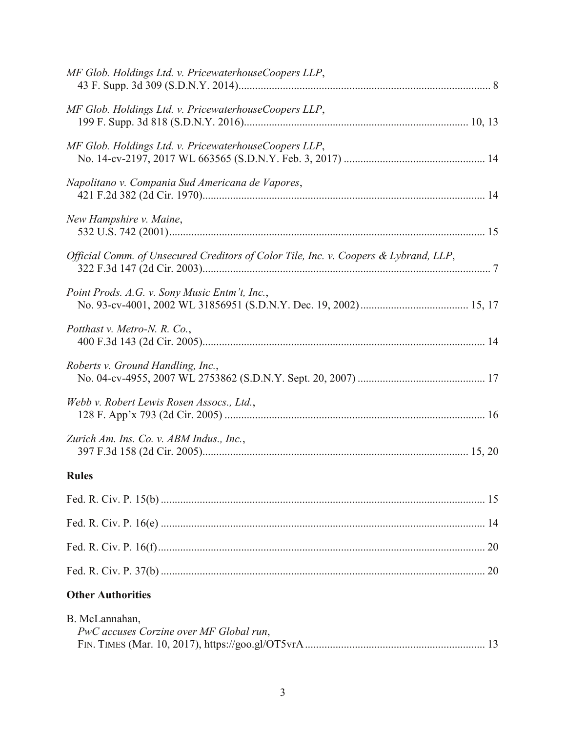*MF Glob. Holdings Ltd. v. PricewaterhouseCoopers LLP*,
43 F. Supp. 3d 309 (S.D.N.Y. 2014)........................................................................................ 8

*MF Glob. Holdings Ltd. v. PricewaterhouseCoopers LLP*,
199 F. Supp. 3d 818 (S.D.N.Y. 2016)................................................................................ 10, 13

*MF Glob. Holdings Ltd. v. PricewaterhouseCoopers LLP*,
No. 14-cv-2197, 2017 WL 663565 (S.D.N.Y. Feb. 3, 2017) .................................................. 14

*Napolitano v. Compania Sud Americana de Vapores*,
421 F.2d 382 (2d Cir. 1970)..................................................................................................... 14

*New Hampshire v. Maine*,
532 U.S. 742 (2001)................................................................................................................. 15

*Official Comm. of Unsecured Creditors of Color Tile, Inc. v. Coopers & Lybrand, LLP*,
322 F.3d 147 (2d Cir. 2003)....................................................................................................... 7

*Point Prods. A.G. v. Sony Music Entm't, Inc.*,
No. 93-cv-4001, 2002 WL 31856951 (S.D.N.Y. Dec. 19, 2002)....................................... 15, 17

*Potthast v. Metro-N. R. Co.*,
400 F.3d 143 (2d Cir. 2005)..................................................................................................... 14

*Roberts v. Ground Handling, Inc.*,
No. 04-cv-4955, 2007 WL 2753862 (S.D.N.Y. Sept. 20, 2007) ............................................. 17

*Webb v. Robert Lewis Rosen Assocs., Ltd.*,
128 F. App'x 793 (2d Cir. 2005) ............................................................................................. 16

*Zurich Am. Ins. Co. v. ABM Indus., Inc.*,
397 F.3d 158 (2d Cir. 2005)................................................................................................ 15, 20

**Rules**

Fed. R. Civ. P. 15(b) .................................................................................................................... 15

Fed. R. Civ. P. 16(e) .................................................................................................................... 14

Fed. R. Civ. P. 16(f)..................................................................................................................... 20

Fed. R. Civ. P. 37(b) .................................................................................................................... 20

**Other Authorities**

B. McLannahan,
*PwC accuses Corzine over MF Global run*,
FIN. TIMES (Mar. 10, 2017), https://goo.gl/OT5vrA ................................................................ 13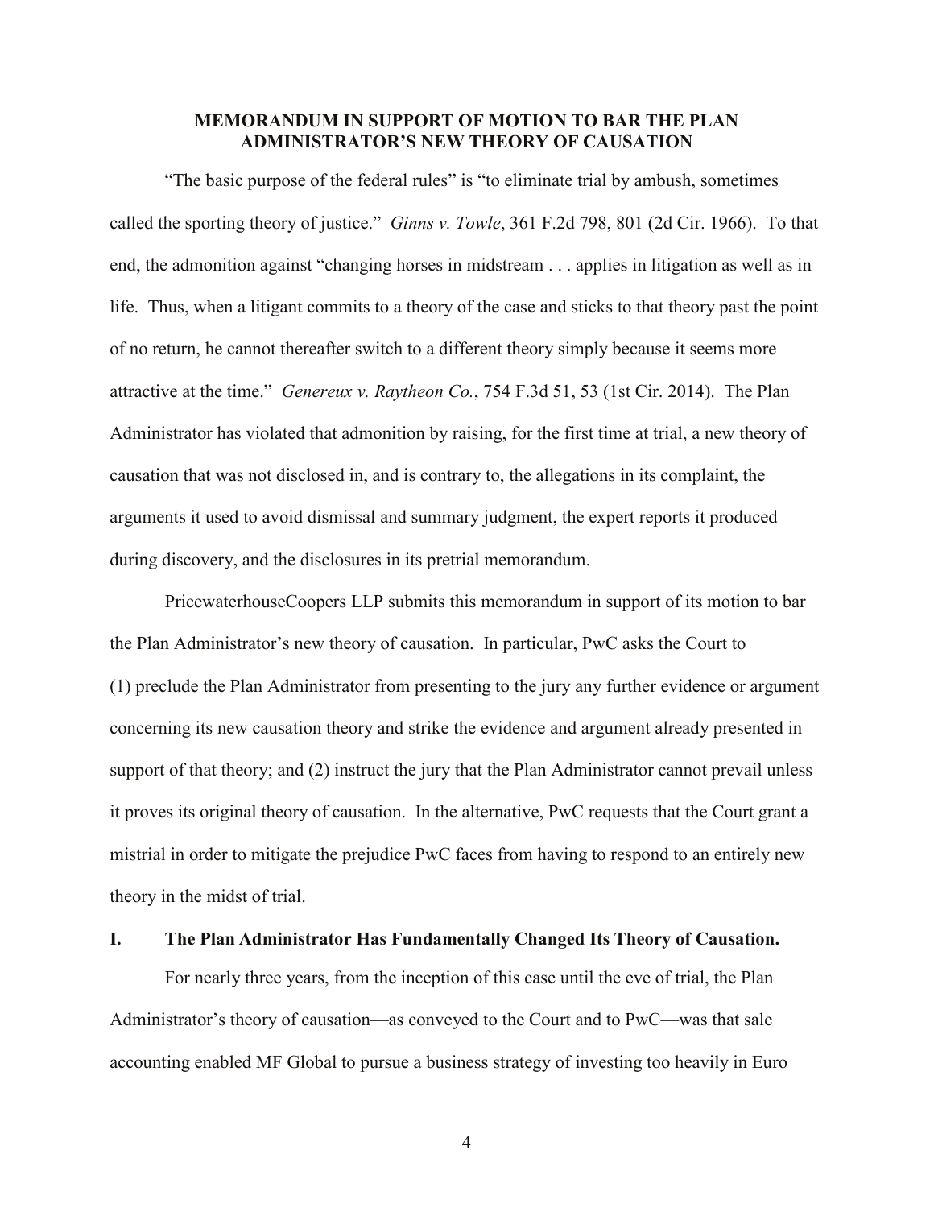**MEMORANDUM IN SUPPORT OF MOTION TO BAR THE PLAN ADMINISTRATOR'S NEW THEORY OF CAUSATION**

"The basic purpose of the federal rules" is "to eliminate trial by ambush, sometimes called the sporting theory of justice." *Ginns v. Towle*, 361 F.2d 798, 801 (2d Cir. 1966). To that end, the admonition against "changing horses in midstream . . . applies in litigation as well as in life. Thus, when a litigant commits to a theory of the case and sticks to that theory past the point of no return, he cannot thereafter switch to a different theory simply because it seems more attractive at the time." *Genereux v. Raytheon Co.*, 754 F.3d 51, 53 (1st Cir. 2014). The Plan Administrator has violated that admonition by raising, for the first time at trial, a new theory of causation that was not disclosed in, and is contrary to, the allegations in its complaint, the arguments it used to avoid dismissal and summary judgment, the expert reports it produced during discovery, and the disclosures in its pretrial memorandum.

PricewaterhouseCoopers LLP submits this memorandum in support of its motion to bar the Plan Administrator's new theory of causation. In particular, PwC asks the Court to (1) preclude the Plan Administrator from presenting to the jury any further evidence or argument concerning its new causation theory and strike the evidence and argument already presented in support of that theory; and (2) instruct the jury that the Plan Administrator cannot prevail unless it proves its original theory of causation. In the alternative, PwC requests that the Court grant a mistrial in order to mitigate the prejudice PwC faces from having to respond to an entirely new theory in the midst of trial.

## I. The Plan Administrator Has Fundamentally Changed Its Theory of Causation.

For nearly three years, from the inception of this case until the eve of trial, the Plan Administrator's theory of causation—as conveyed to the Court and to PwC—was that sale accounting enabled MF Global to pursue a business strategy of investing too heavily in Euro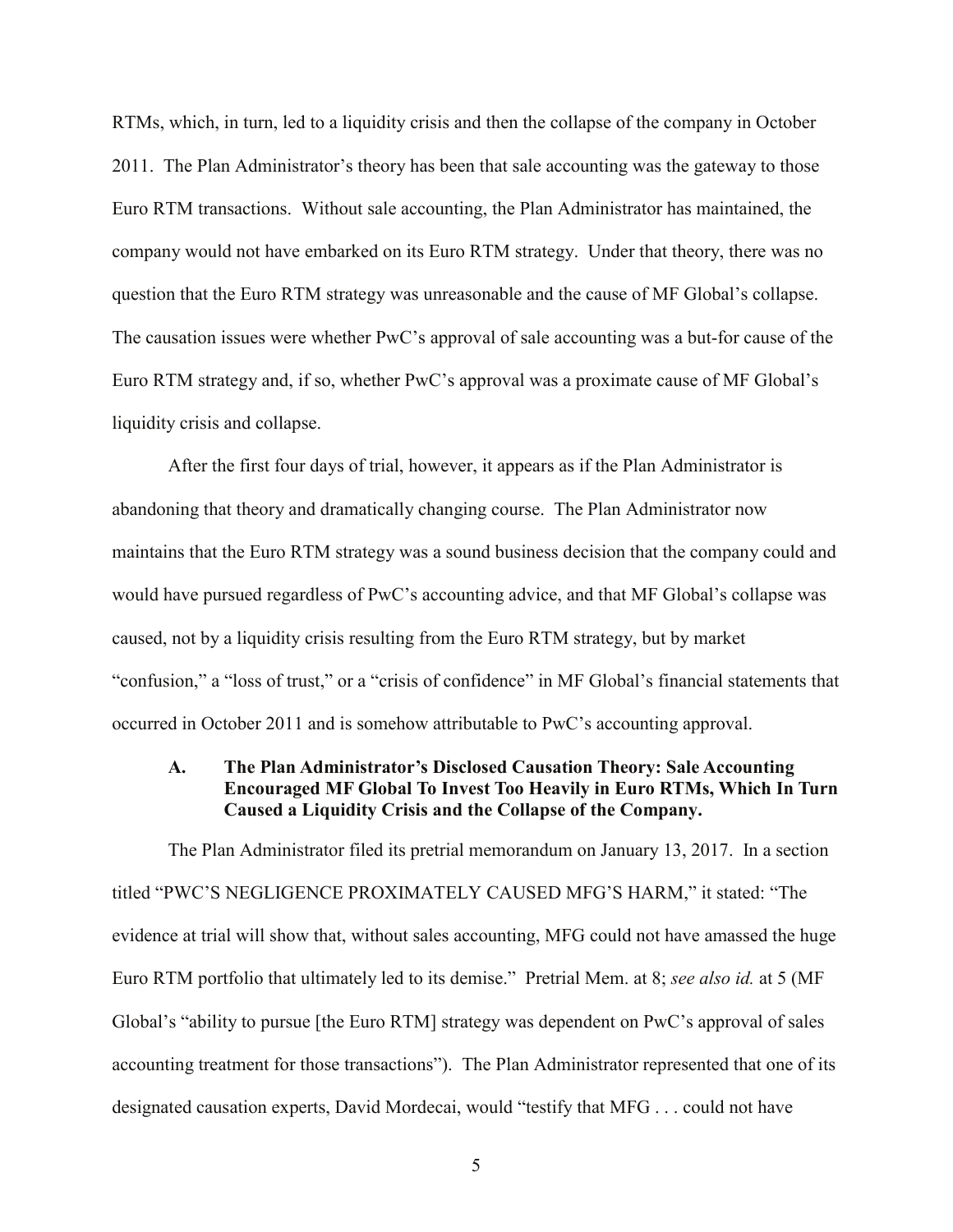RTMs, which, in turn, led to a liquidity crisis and then the collapse of the company in October 2011. The Plan Administrator's theory has been that sale accounting was the gateway to those Euro RTM transactions. Without sale accounting, the Plan Administrator has maintained, the company would not have embarked on its Euro RTM strategy. Under that theory, there was no question that the Euro RTM strategy was unreasonable and the cause of MF Global's collapse. The causation issues were whether PwC's approval of sale accounting was a but-for cause of the Euro RTM strategy and, if so, whether PwC's approval was a proximate cause of MF Global's liquidity crisis and collapse.

After the first four days of trial, however, it appears as if the Plan Administrator is abandoning that theory and dramatically changing course. The Plan Administrator now maintains that the Euro RTM strategy was a sound business decision that the company could and would have pursued regardless of PwC's accounting advice, and that MF Global's collapse was caused, not by a liquidity crisis resulting from the Euro RTM strategy, but by market "confusion," a "loss of trust," or a "crisis of confidence" in MF Global's financial statements that occurred in October 2011 and is somehow attributable to PwC's accounting approval.

### A. The Plan Administrator's Disclosed Causation Theory: Sale Accounting Encouraged MF Global To Invest Too Heavily in Euro RTMs, Which In Turn Caused a Liquidity Crisis and the Collapse of the Company.

The Plan Administrator filed its pretrial memorandum on January 13, 2017. In a section titled "PWC'S NEGLIGENCE PROXIMATELY CAUSED MFG'S HARM," it stated: "The evidence at trial will show that, without sales accounting, MFG could not have amassed the huge Euro RTM portfolio that ultimately led to its demise." Pretrial Mem. at 8; *see also id.* at 5 (MF Global's "ability to pursue [the Euro RTM] strategy was dependent on PwC's approval of sales accounting treatment for those transactions"). The Plan Administrator represented that one of its designated causation experts, David Mordecai, would "testify that MFG . . . could not have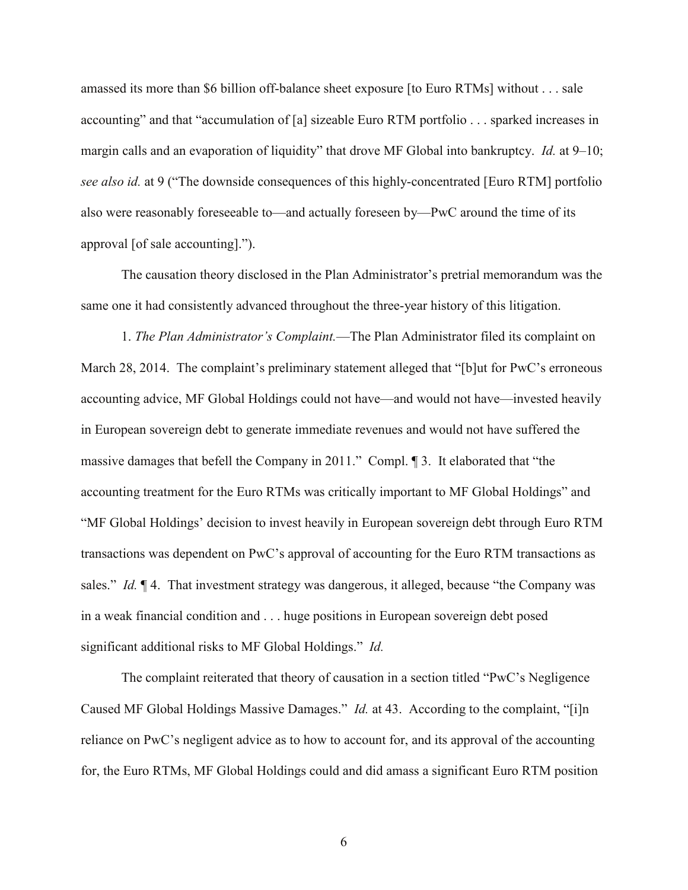amassed its more than $6 billion off-balance sheet exposure [to Euro RTMs] without . . . sale accounting" and that "accumulation of [a] sizeable Euro RTM portfolio . . . sparked increases in margin calls and an evaporation of liquidity" that drove MF Global into bankruptcy. *Id.* at 9–10; *see also id.* at 9 ("The downside consequences of this highly-concentrated [Euro RTM] portfolio also were reasonably foreseeable to—and actually foreseen by—PwC around the time of its approval [of sale accounting].").

The causation theory disclosed in the Plan Administrator's pretrial memorandum was the same one it had consistently advanced throughout the three-year history of this litigation.

1. *The Plan Administrator's Complaint.*—The Plan Administrator filed its complaint on March 28, 2014. The complaint's preliminary statement alleged that "[b]ut for PwC's erroneous accounting advice, MF Global Holdings could not have—and would not have—invested heavily in European sovereign debt to generate immediate revenues and would not have suffered the massive damages that befell the Company in 2011." Compl. ¶ 3. It elaborated that "the accounting treatment for the Euro RTMs was critically important to MF Global Holdings" and "MF Global Holdings' decision to invest heavily in European sovereign debt through Euro RTM transactions was dependent on PwC's approval of accounting for the Euro RTM transactions as sales." *Id.* ¶ 4. That investment strategy was dangerous, it alleged, because "the Company was in a weak financial condition and . . . huge positions in European sovereign debt posed significant additional risks to MF Global Holdings." *Id.*

The complaint reiterated that theory of causation in a section titled "PwC's Negligence Caused MF Global Holdings Massive Damages." *Id.* at 43. According to the complaint, "[i]n reliance on PwC's negligent advice as to how to account for, and its approval of the accounting for, the Euro RTMs, MF Global Holdings could and did amass a significant Euro RTM position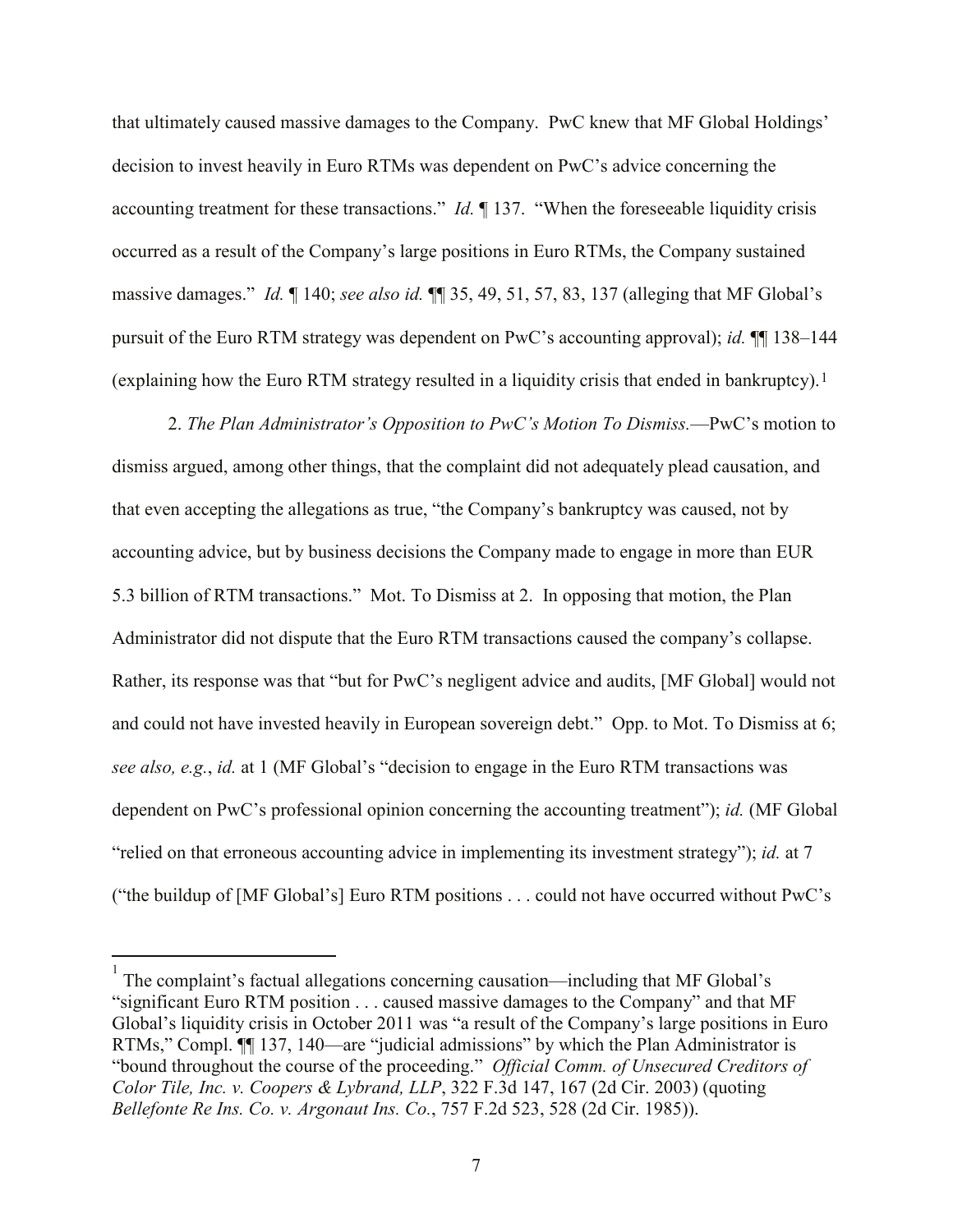that ultimately caused massive damages to the Company. PwC knew that MF Global Holdings' decision to invest heavily in Euro RTMs was dependent on PwC's advice concerning the accounting treatment for these transactions." *Id.* ¶ 137. "When the foreseeable liquidity crisis occurred as a result of the Company's large positions in Euro RTMs, the Company sustained massive damages." *Id.* ¶ 140; *see also id.* ¶¶ 35, 49, 51, 57, 83, 137 (alleging that MF Global's pursuit of the Euro RTM strategy was dependent on PwC's accounting approval); *id.* ¶¶ 138–144 (explaining how the Euro RTM strategy resulted in a liquidity crisis that ended in bankruptcy).[1]

2. *The Plan Administrator's Opposition to PwC's Motion To Dismiss.*—PwC's motion to dismiss argued, among other things, that the complaint did not adequately plead causation, and that even accepting the allegations as true, "the Company's bankruptcy was caused, not by accounting advice, but by business decisions the Company made to engage in more than EUR 5.3 billion of RTM transactions." Mot. To Dismiss at 2. In opposing that motion, the Plan Administrator did not dispute that the Euro RTM transactions caused the company's collapse. Rather, its response was that "but for PwC's negligent advice and audits, [MF Global] would not and could not have invested heavily in European sovereign debt." Opp. to Mot. To Dismiss at 6; *see also, e.g.*, *id.* at 1 (MF Global's "decision to engage in the Euro RTM transactions was dependent on PwC's professional opinion concerning the accounting treatment"); *id.* (MF Global "relied on that erroneous accounting advice in implementing its investment strategy"); *id.* at 7 ("the buildup of [MF Global's] Euro RTM positions . . . could not have occurred without PwC's

---

[1] The complaint's factual allegations concerning causation—including that MF Global's "significant Euro RTM position . . . caused massive damages to the Company" and that MF Global's liquidity crisis in October 2011 was "a result of the Company's large positions in Euro RTMs," Compl. ¶¶ 137, 140—are "judicial admissions" by which the Plan Administrator is "bound throughout the course of the proceeding." *Official Comm. of Unsecured Creditors of Color Tile, Inc. v. Coopers & Lybrand, LLP*, 322 F.3d 147, 167 (2d Cir. 2003) (quoting *Bellefonte Re Ins. Co. v. Argonaut Ins. Co.*, 757 F.2d 523, 528 (2d Cir. 1985)).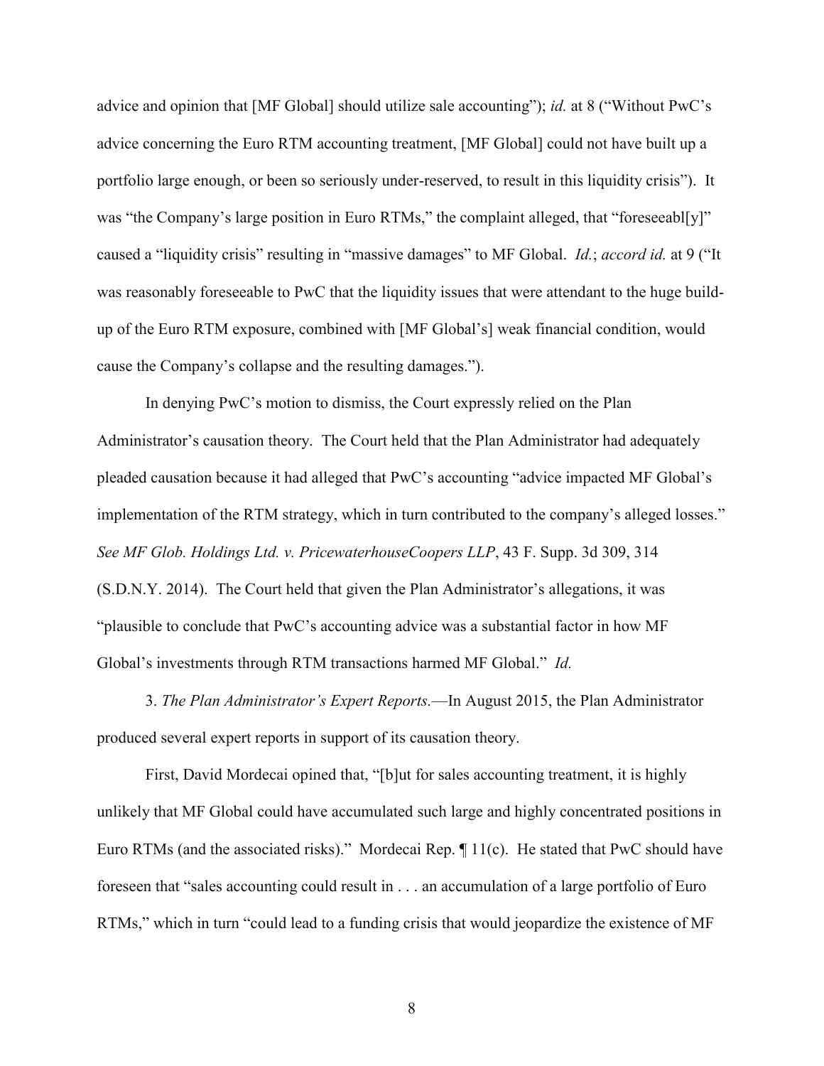advice and opinion that [MF Global] should utilize sale accounting"); *id.* at 8 ("Without PwC's advice concerning the Euro RTM accounting treatment, [MF Global] could not have built up a portfolio large enough, or been so seriously under-reserved, to result in this liquidity crisis"). It was "the Company's large position in Euro RTMs," the complaint alleged, that "foreseeabl[y]" caused a "liquidity crisis" resulting in "massive damages" to MF Global. *Id.*; *accord id.* at 9 ("It was reasonably foreseeable to PwC that the liquidity issues that were attendant to the huge build-up of the Euro RTM exposure, combined with [MF Global's] weak financial condition, would cause the Company's collapse and the resulting damages.").

In denying PwC's motion to dismiss, the Court expressly relied on the Plan Administrator's causation theory. The Court held that the Plan Administrator had adequately pleaded causation because it had alleged that PwC's accounting "advice impacted MF Global's implementation of the RTM strategy, which in turn contributed to the company's alleged losses." *See MF Glob. Holdings Ltd. v. PricewaterhouseCoopers LLP*, 43 F. Supp. 3d 309, 314 (S.D.N.Y. 2014). The Court held that given the Plan Administrator's allegations, it was "plausible to conclude that PwC's accounting advice was a substantial factor in how MF Global's investments through RTM transactions harmed MF Global." *Id.*

3. *The Plan Administrator's Expert Reports.*—In August 2015, the Plan Administrator produced several expert reports in support of its causation theory.

First, David Mordecai opined that, "[b]ut for sales accounting treatment, it is highly unlikely that MF Global could have accumulated such large and highly concentrated positions in Euro RTMs (and the associated risks)." Mordecai Rep. ¶ 11(c). He stated that PwC should have foreseen that "sales accounting could result in . . . an accumulation of a large portfolio of Euro RTMs," which in turn "could lead to a funding crisis that would jeopardize the existence of MF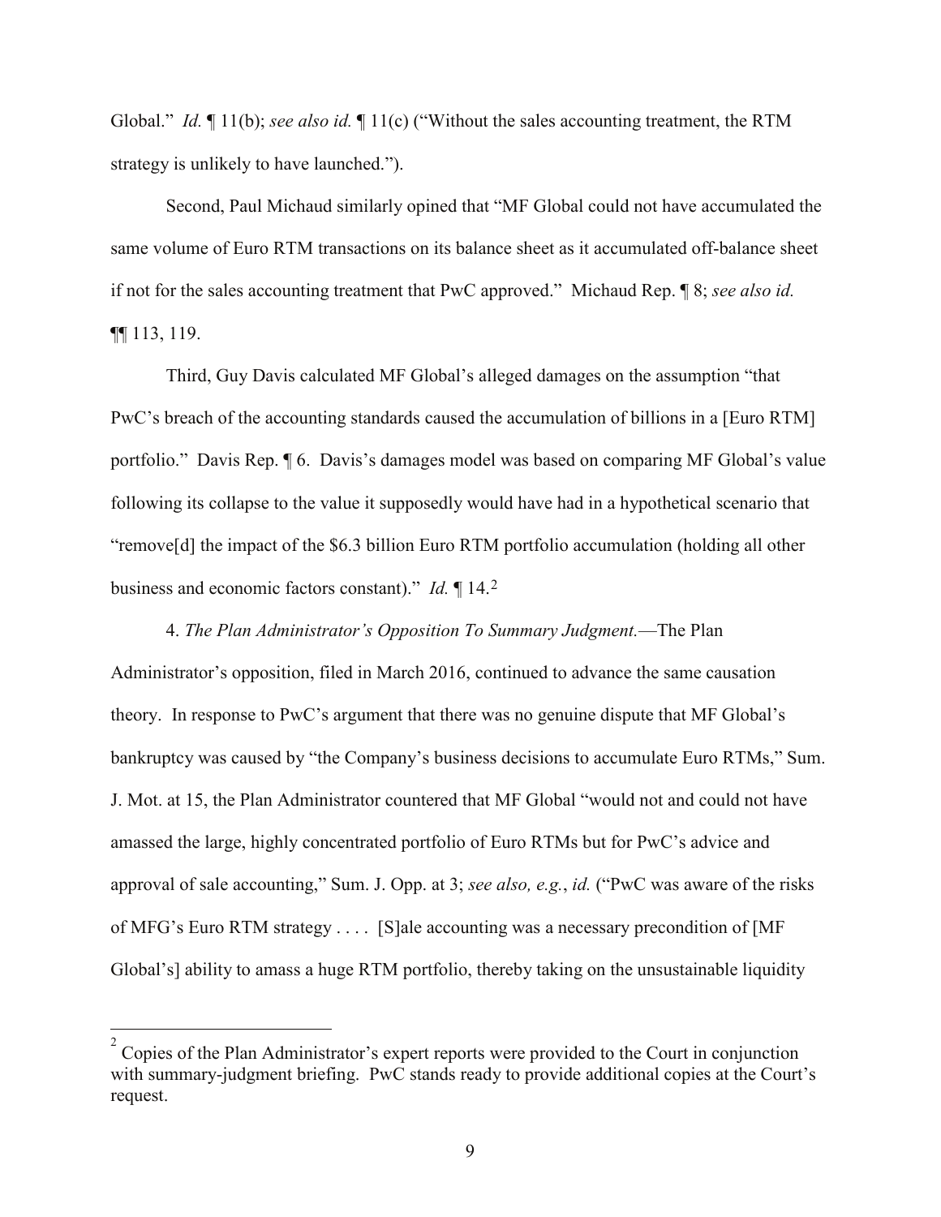Global." *Id.* ¶ 11(b); *see also id.* ¶ 11(c) ("Without the sales accounting treatment, the RTM strategy is unlikely to have launched.").

Second, Paul Michaud similarly opined that "MF Global could not have accumulated the same volume of Euro RTM transactions on its balance sheet as it accumulated off-balance sheet if not for the sales accounting treatment that PwC approved." Michaud Rep. ¶ 8; *see also id.* ¶¶ 113, 119.

Third, Guy Davis calculated MF Global's alleged damages on the assumption "that PwC's breach of the accounting standards caused the accumulation of billions in a [Euro RTM] portfolio." Davis Rep. ¶ 6. Davis's damages model was based on comparing MF Global's value following its collapse to the value it supposedly would have had in a hypothetical scenario that "remove[d] the impact of the $6.3 billion Euro RTM portfolio accumulation (holding all other business and economic factors constant)." *Id.* ¶ 14.[2]

4. *The Plan Administrator's Opposition To Summary Judgment.*—The Plan Administrator's opposition, filed in March 2016, continued to advance the same causation theory. In response to PwC's argument that there was no genuine dispute that MF Global's bankruptcy was caused by "the Company's business decisions to accumulate Euro RTMs," Sum. J. Mot. at 15, the Plan Administrator countered that MF Global "would not and could not have amassed the large, highly concentrated portfolio of Euro RTMs but for PwC's advice and approval of sale accounting," Sum. J. Opp. at 3; *see also, e.g.*, *id.* ("PwC was aware of the risks of MFG's Euro RTM strategy . . . . [S]ale accounting was a necessary precondition of [MF Global's] ability to amass a huge RTM portfolio, thereby taking on the unsustainable liquidity

---

[2] Copies of the Plan Administrator's expert reports were provided to the Court in conjunction with summary-judgment briefing. PwC stands ready to provide additional copies at the Court's request.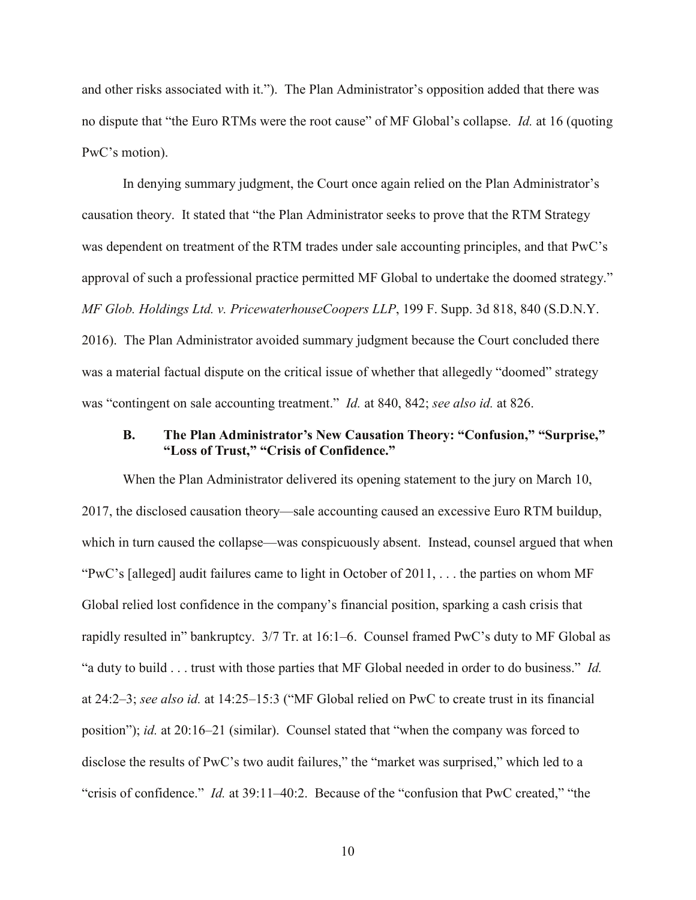and other risks associated with it."). The Plan Administrator's opposition added that there was no dispute that "the Euro RTMs were the root cause" of MF Global's collapse. *Id.* at 16 (quoting PwC's motion).

In denying summary judgment, the Court once again relied on the Plan Administrator's causation theory. It stated that "the Plan Administrator seeks to prove that the RTM Strategy was dependent on treatment of the RTM trades under sale accounting principles, and that PwC's approval of such a professional practice permitted MF Global to undertake the doomed strategy." *MF Glob. Holdings Ltd. v. PricewaterhouseCoopers LLP*, 199 F. Supp. 3d 818, 840 (S.D.N.Y. 2016). The Plan Administrator avoided summary judgment because the Court concluded there was a material factual dispute on the critical issue of whether that allegedly "doomed" strategy was "contingent on sale accounting treatment." *Id.* at 840, 842; *see also id.* at 826.

### B. The Plan Administrator's New Causation Theory: "Confusion," "Surprise," "Loss of Trust," "Crisis of Confidence."

When the Plan Administrator delivered its opening statement to the jury on March 10, 2017, the disclosed causation theory—sale accounting caused an excessive Euro RTM buildup, which in turn caused the collapse—was conspicuously absent. Instead, counsel argued that when "PwC's [alleged] audit failures came to light in October of 2011, . . . the parties on whom MF Global relied lost confidence in the company's financial position, sparking a cash crisis that rapidly resulted in" bankruptcy. 3/7 Tr. at 16:1–6. Counsel framed PwC's duty to MF Global as "a duty to build . . . trust with those parties that MF Global needed in order to do business." *Id.* at 24:2–3; *see also id.* at 14:25–15:3 ("MF Global relied on PwC to create trust in its financial position"); *id.* at 20:16–21 (similar). Counsel stated that "when the company was forced to disclose the results of PwC's two audit failures," the "market was surprised," which led to a "crisis of confidence." *Id.* at 39:11–40:2. Because of the "confusion that PwC created," "the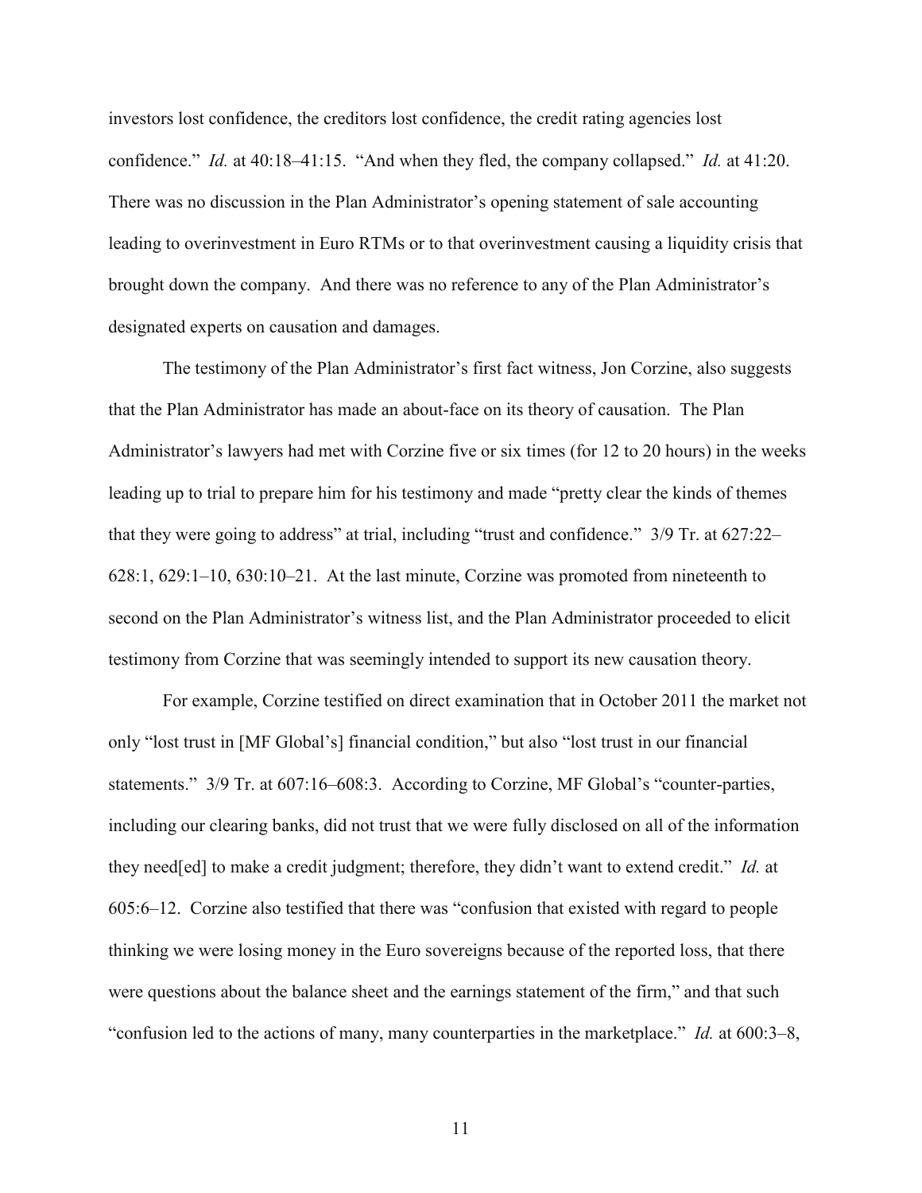investors lost confidence, the creditors lost confidence, the credit rating agencies lost confidence." *Id.* at 40:18–41:15. "And when they fled, the company collapsed." *Id.* at 41:20. There was no discussion in the Plan Administrator's opening statement of sale accounting leading to overinvestment in Euro RTMs or to that overinvestment causing a liquidity crisis that brought down the company. And there was no reference to any of the Plan Administrator's designated experts on causation and damages.

The testimony of the Plan Administrator's first fact witness, Jon Corzine, also suggests that the Plan Administrator has made an about-face on its theory of causation. The Plan Administrator's lawyers had met with Corzine five or six times (for 12 to 20 hours) in the weeks leading up to trial to prepare him for his testimony and made "pretty clear the kinds of themes that they were going to address" at trial, including "trust and confidence." 3/9 Tr. at 627:22–628:1, 629:1–10, 630:10–21. At the last minute, Corzine was promoted from nineteenth to second on the Plan Administrator's witness list, and the Plan Administrator proceeded to elicit testimony from Corzine that was seemingly intended to support its new causation theory.

For example, Corzine testified on direct examination that in October 2011 the market not only "lost trust in [MF Global's] financial condition," but also "lost trust in our financial statements." 3/9 Tr. at 607:16–608:3. According to Corzine, MF Global's "counter-parties, including our clearing banks, did not trust that we were fully disclosed on all of the information they need[ed] to make a credit judgment; therefore, they didn't want to extend credit." *Id.* at 605:6–12. Corzine also testified that there was "confusion that existed with regard to people thinking we were losing money in the Euro sovereigns because of the reported loss, that there were questions about the balance sheet and the earnings statement of the firm," and that such "confusion led to the actions of many, many counterparties in the marketplace." *Id.* at 600:3–8,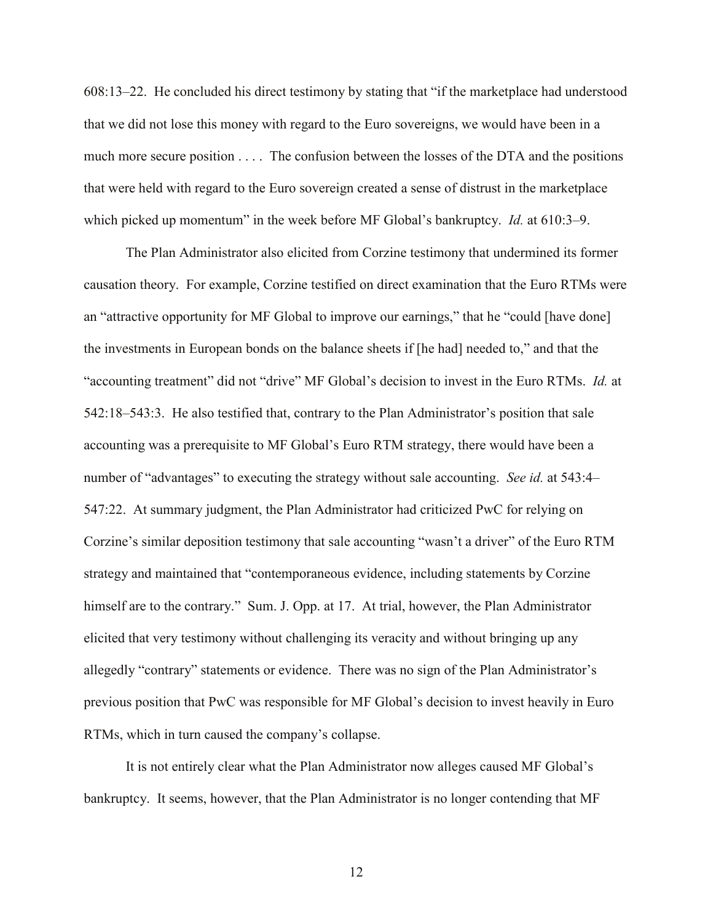608:13–22. He concluded his direct testimony by stating that "if the marketplace had understood that we did not lose this money with regard to the Euro sovereigns, we would have been in a much more secure position . . . . The confusion between the losses of the DTA and the positions that were held with regard to the Euro sovereign created a sense of distrust in the marketplace which picked up momentum" in the week before MF Global's bankruptcy. *Id.* at 610:3–9.

The Plan Administrator also elicited from Corzine testimony that undermined its former causation theory. For example, Corzine testified on direct examination that the Euro RTMs were an "attractive opportunity for MF Global to improve our earnings," that he "could [have done] the investments in European bonds on the balance sheets if [he had] needed to," and that the "accounting treatment" did not "drive" MF Global's decision to invest in the Euro RTMs. *Id.* at 542:18–543:3. He also testified that, contrary to the Plan Administrator's position that sale accounting was a prerequisite to MF Global's Euro RTM strategy, there would have been a number of "advantages" to executing the strategy without sale accounting. *See id.* at 543:4–547:22. At summary judgment, the Plan Administrator had criticized PwC for relying on Corzine's similar deposition testimony that sale accounting "wasn't a driver" of the Euro RTM strategy and maintained that "contemporaneous evidence, including statements by Corzine himself are to the contrary." Sum. J. Opp. at 17. At trial, however, the Plan Administrator elicited that very testimony without challenging its veracity and without bringing up any allegedly "contrary" statements or evidence. There was no sign of the Plan Administrator's previous position that PwC was responsible for MF Global's decision to invest heavily in Euro RTMs, which in turn caused the company's collapse.

It is not entirely clear what the Plan Administrator now alleges caused MF Global's bankruptcy. It seems, however, that the Plan Administrator is no longer contending that MF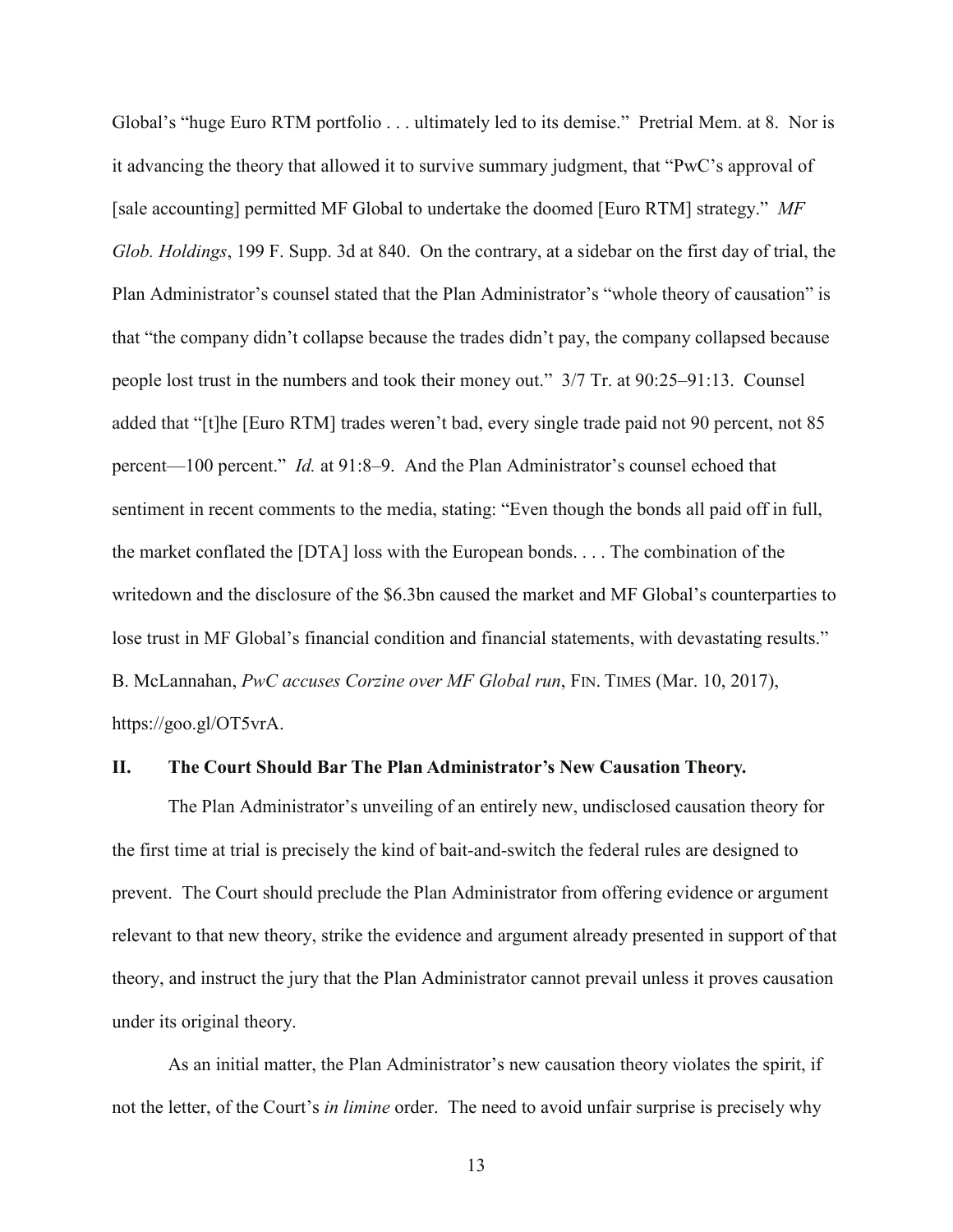Global's "huge Euro RTM portfolio . . . ultimately led to its demise." Pretrial Mem. at 8. Nor is it advancing the theory that allowed it to survive summary judgment, that "PwC's approval of [sale accounting] permitted MF Global to undertake the doomed [Euro RTM] strategy." *MF Glob. Holdings*, 199 F. Supp. 3d at 840. On the contrary, at a sidebar on the first day of trial, the Plan Administrator's counsel stated that the Plan Administrator's "whole theory of causation" is that "the company didn't collapse because the trades didn't pay, the company collapsed because people lost trust in the numbers and took their money out." 3/7 Tr. at 90:25–91:13. Counsel added that "[t]he [Euro RTM] trades weren't bad, every single trade paid not 90 percent, not 85 percent—100 percent." *Id.* at 91:8–9. And the Plan Administrator's counsel echoed that sentiment in recent comments to the media, stating: "Even though the bonds all paid off in full, the market conflated the [DTA] loss with the European bonds. . . . The combination of the writedown and the disclosure of the $6.3bn caused the market and MF Global's counterparties to lose trust in MF Global's financial condition and financial statements, with devastating results." B. McLannahan, *PwC accuses Corzine over MF Global run*, FIN. TIMES (Mar. 10, 2017), https://goo.gl/OT5vrA.

## II. The Court Should Bar The Plan Administrator's New Causation Theory.

The Plan Administrator's unveiling of an entirely new, undisclosed causation theory for the first time at trial is precisely the kind of bait-and-switch the federal rules are designed to prevent. The Court should preclude the Plan Administrator from offering evidence or argument relevant to that new theory, strike the evidence and argument already presented in support of that theory, and instruct the jury that the Plan Administrator cannot prevail unless it proves causation under its original theory.

As an initial matter, the Plan Administrator's new causation theory violates the spirit, if not the letter, of the Court's *in limine* order. The need to avoid unfair surprise is precisely why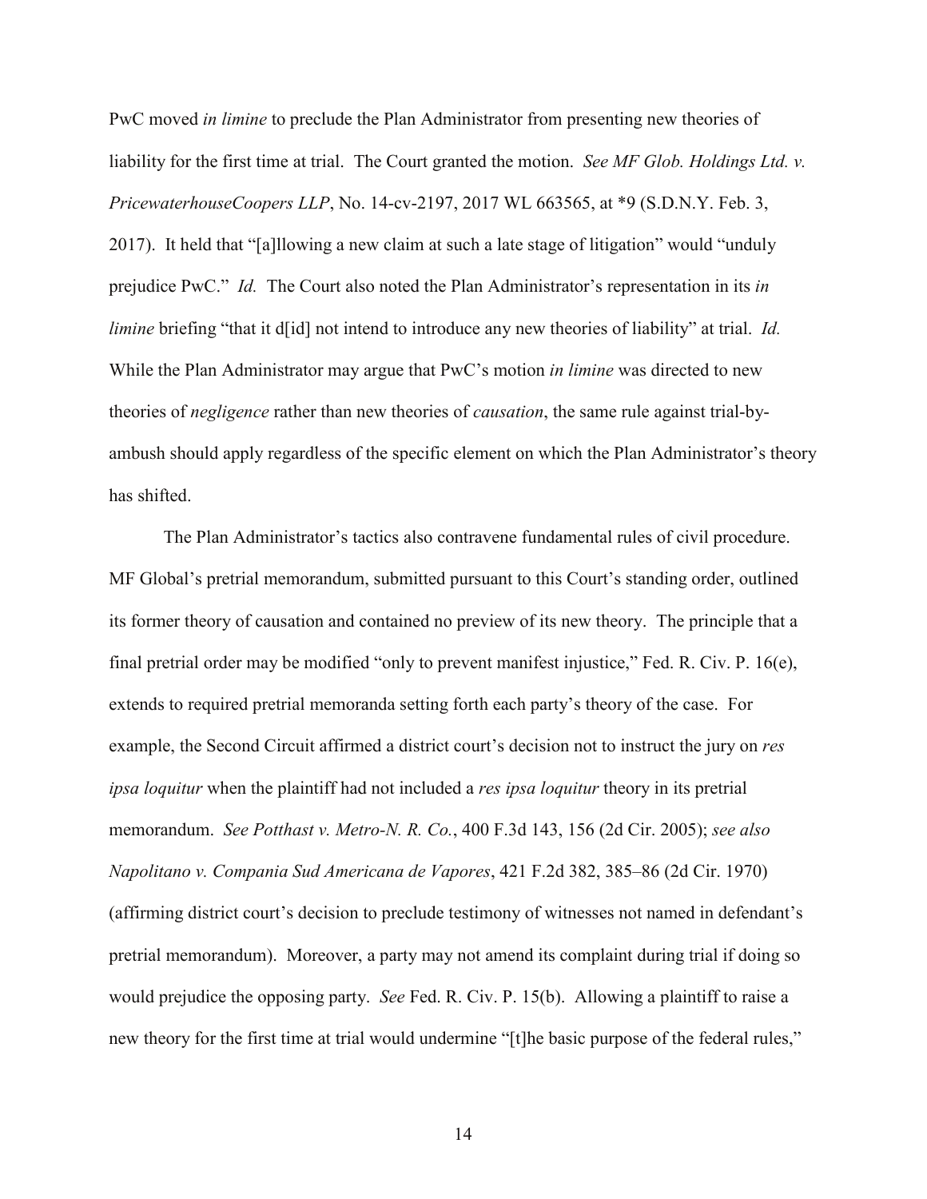PwC moved *in limine* to preclude the Plan Administrator from presenting new theories of liability for the first time at trial. The Court granted the motion. *See MF Glob. Holdings Ltd. v. PricewaterhouseCoopers LLP*, No. 14-cv-2197, 2017 WL 663565, at *9 (S.D.N.Y. Feb. 3, 2017). It held that "[a]llowing a new claim at such a late stage of litigation" would "unduly prejudice PwC." *Id.* The Court also noted the Plan Administrator's representation in its *in limine* briefing "that it d[id] not intend to introduce any new theories of liability" at trial. *Id.* While the Plan Administrator may argue that PwC's motion *in limine* was directed to new theories of *negligence* rather than new theories of *causation*, the same rule against trial-by-ambush should apply regardless of the specific element on which the Plan Administrator's theory has shifted.

The Plan Administrator's tactics also contravene fundamental rules of civil procedure. MF Global's pretrial memorandum, submitted pursuant to this Court's standing order, outlined its former theory of causation and contained no preview of its new theory. The principle that a final pretrial order may be modified "only to prevent manifest injustice," Fed. R. Civ. P. 16(e), extends to required pretrial memoranda setting forth each party's theory of the case. For example, the Second Circuit affirmed a district court's decision not to instruct the jury on *res ipsa loquitur* when the plaintiff had not included a *res ipsa loquitur* theory in its pretrial memorandum. *See Potthast v. Metro-N. R. Co.*, 400 F.3d 143, 156 (2d Cir. 2005); *see also Napolitano v. Compania Sud Americana de Vapores*, 421 F.2d 382, 385–86 (2d Cir. 1970) (affirming district court's decision to preclude testimony of witnesses not named in defendant's pretrial memorandum). Moreover, a party may not amend its complaint during trial if doing so would prejudice the opposing party. *See* Fed. R. Civ. P. 15(b). Allowing a plaintiff to raise a new theory for the first time at trial would undermine "[t]he basic purpose of the federal rules,"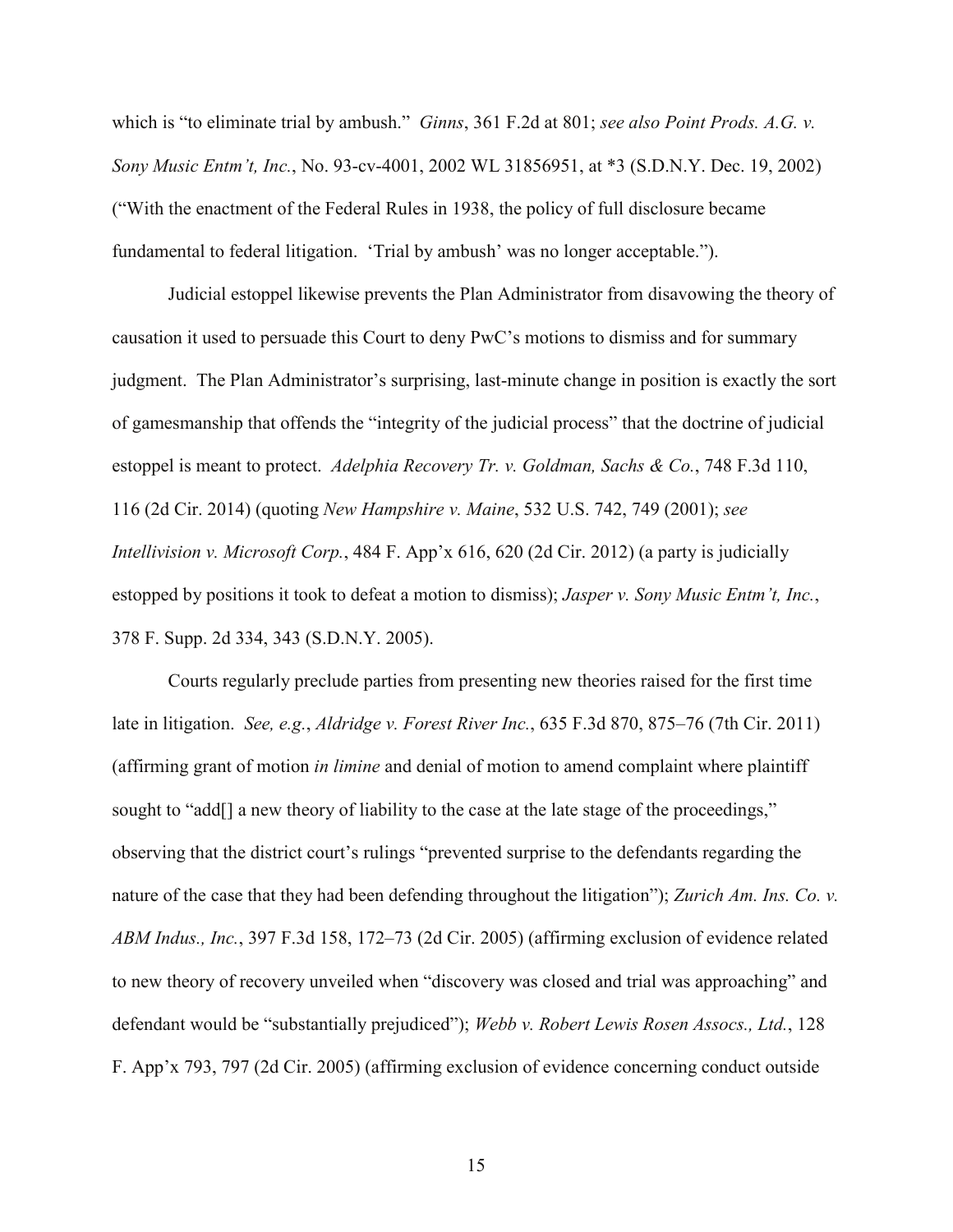which is "to eliminate trial by ambush." *Ginns*, 361 F.2d at 801; *see also Point Prods. A.G. v. Sony Music Entm't, Inc.*, No. 93-cv-4001, 2002 WL 31856951, at *3 (S.D.N.Y. Dec. 19, 2002) ("With the enactment of the Federal Rules in 1938, the policy of full disclosure became fundamental to federal litigation. 'Trial by ambush' was no longer acceptable.").

Judicial estoppel likewise prevents the Plan Administrator from disavowing the theory of causation it used to persuade this Court to deny PwC's motions to dismiss and for summary judgment. The Plan Administrator's surprising, last-minute change in position is exactly the sort of gamesmanship that offends the "integrity of the judicial process" that the doctrine of judicial estoppel is meant to protect. *Adelphia Recovery Tr. v. Goldman, Sachs & Co.*, 748 F.3d 110, 116 (2d Cir. 2014) (quoting *New Hampshire v. Maine*, 532 U.S. 742, 749 (2001); *see Intellivision v. Microsoft Corp.*, 484 F. App'x 616, 620 (2d Cir. 2012) (a party is judicially estopped by positions it took to defeat a motion to dismiss); *Jasper v. Sony Music Entm't, Inc.*, 378 F. Supp. 2d 334, 343 (S.D.N.Y. 2005).

Courts regularly preclude parties from presenting new theories raised for the first time late in litigation. *See, e.g.*, *Aldridge v. Forest River Inc.*, 635 F.3d 870, 875–76 (7th Cir. 2011) (affirming grant of motion *in limine* and denial of motion to amend complaint where plaintiff sought to "add[] a new theory of liability to the case at the late stage of the proceedings," observing that the district court's rulings "prevented surprise to the defendants regarding the nature of the case that they had been defending throughout the litigation"); *Zurich Am. Ins. Co. v. ABM Indus., Inc.*, 397 F.3d 158, 172–73 (2d Cir. 2005) (affirming exclusion of evidence related to new theory of recovery unveiled when "discovery was closed and trial was approaching" and defendant would be "substantially prejudiced"); *Webb v. Robert Lewis Rosen Assocs., Ltd.*, 128 F. App'x 793, 797 (2d Cir. 2005) (affirming exclusion of evidence concerning conduct outside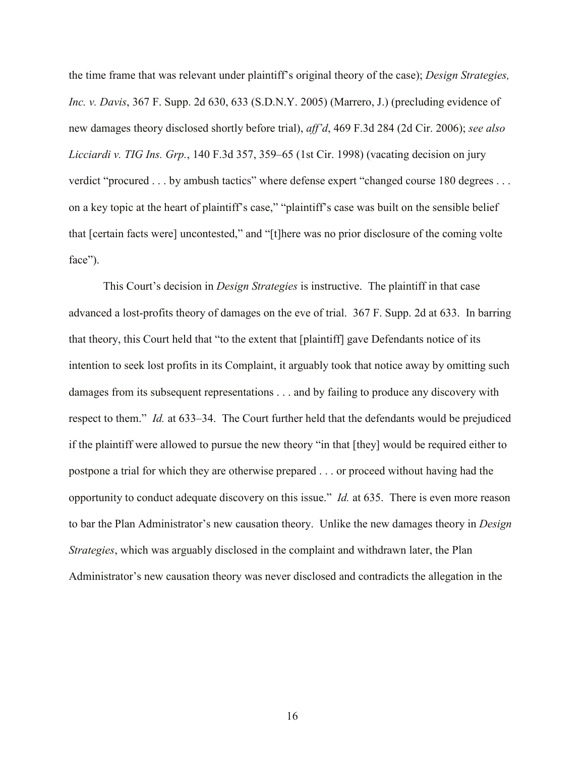the time frame that was relevant under plaintiff's original theory of the case); *Design Strategies, Inc. v. Davis*, 367 F. Supp. 2d 630, 633 (S.D.N.Y. 2005) (Marrero, J.) (precluding evidence of new damages theory disclosed shortly before trial), *aff'd*, 469 F.3d 284 (2d Cir. 2006); *see also Licciardi v. TIG Ins. Grp.*, 140 F.3d 357, 359–65 (1st Cir. 1998) (vacating decision on jury verdict "procured . . . by ambush tactics" where defense expert "changed course 180 degrees . . . on a key topic at the heart of plaintiff's case," "plaintiff's case was built on the sensible belief that [certain facts were] uncontested," and "[t]here was no prior disclosure of the coming volte face").

This Court's decision in *Design Strategies* is instructive. The plaintiff in that case advanced a lost-profits theory of damages on the eve of trial. 367 F. Supp. 2d at 633. In barring that theory, this Court held that "to the extent that [plaintiff] gave Defendants notice of its intention to seek lost profits in its Complaint, it arguably took that notice away by omitting such damages from its subsequent representations . . . and by failing to produce any discovery with respect to them." *Id.* at 633–34. The Court further held that the defendants would be prejudiced if the plaintiff were allowed to pursue the new theory "in that [they] would be required either to postpone a trial for which they are otherwise prepared . . . or proceed without having had the opportunity to conduct adequate discovery on this issue." *Id.* at 635. There is even more reason to bar the Plan Administrator's new causation theory. Unlike the new damages theory in *Design Strategies*, which was arguably disclosed in the complaint and withdrawn later, the Plan Administrator's new causation theory was never disclosed and contradicts the allegation in the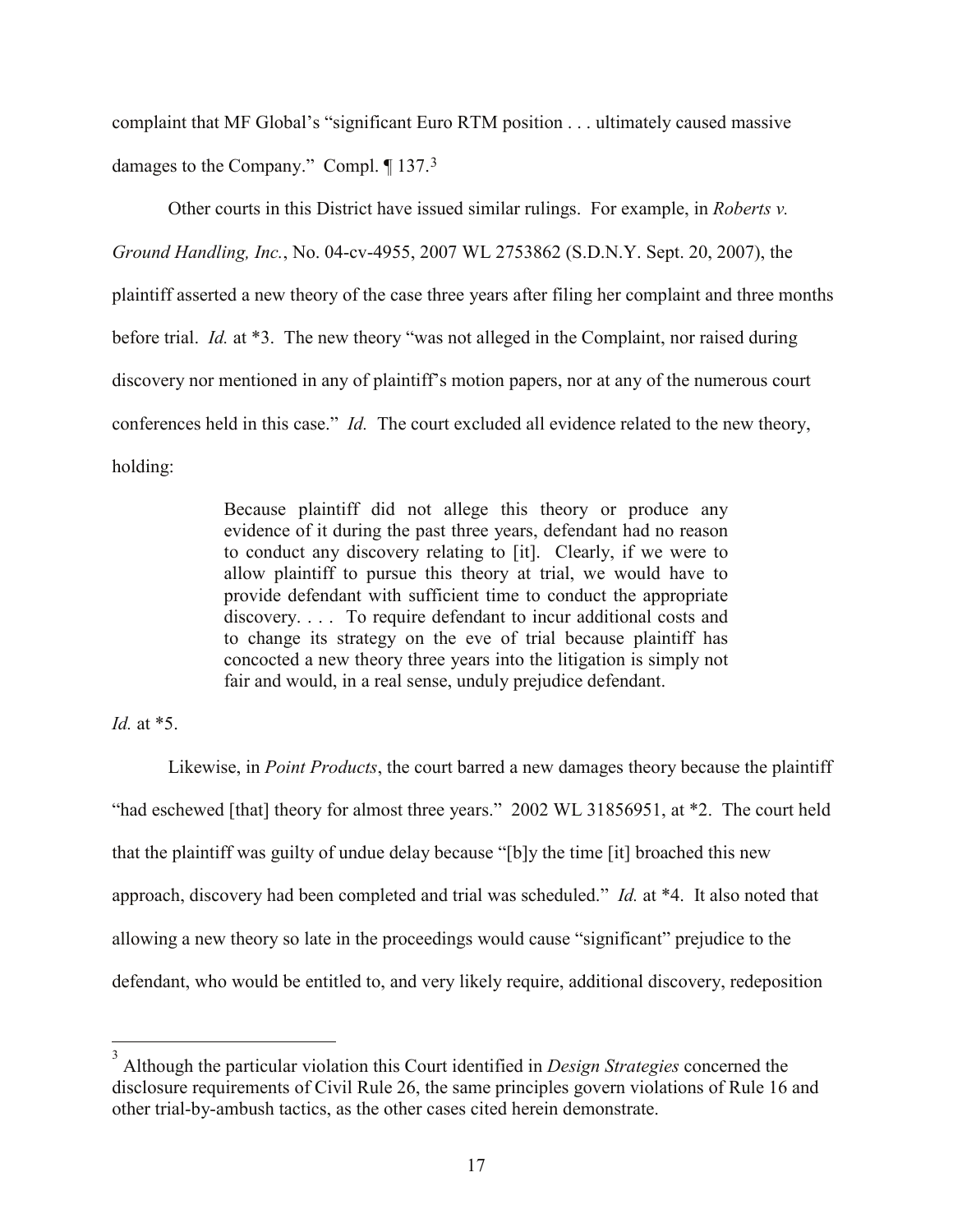complaint that MF Global's "significant Euro RTM position . . . ultimately caused massive damages to the Company." Compl. ¶ 137.[3]

Other courts in this District have issued similar rulings. For example, in *Roberts v. Ground Handling, Inc.*, No. 04-cv-4955, 2007 WL 2753862 (S.D.N.Y. Sept. 20, 2007), the plaintiff asserted a new theory of the case three years after filing her complaint and three months before trial. *Id.* at *3. The new theory "was not alleged in the Complaint, nor raised during discovery nor mentioned in any of plaintiff's motion papers, nor at any of the numerous court conferences held in this case." *Id.* The court excluded all evidence related to the new theory, holding:

> Because plaintiff did not allege this theory or produce any evidence of it during the past three years, defendant had no reason to conduct any discovery relating to [it]. Clearly, if we were to allow plaintiff to pursue this theory at trial, we would have to provide defendant with sufficient time to conduct the appropriate discovery. . . . To require defendant to incur additional costs and to change its strategy on the eve of trial because plaintiff has concocted a new theory three years into the litigation is simply not fair and would, in a real sense, unduly prejudice defendant.

*Id.* at *5.

Likewise, in *Point Products*, the court barred a new damages theory because the plaintiff "had eschewed [that] theory for almost three years." 2002 WL 31856951, at *2. The court held that the plaintiff was guilty of undue delay because "[b]y the time [it] broached this new approach, discovery had been completed and trial was scheduled." *Id.* at *4. It also noted that allowing a new theory so late in the proceedings would cause "significant" prejudice to the defendant, who would be entitled to, and very likely require, additional discovery, redeposition

---

[3] Although the particular violation this Court identified in *Design Strategies* concerned the disclosure requirements of Civil Rule 26, the same principles govern violations of Rule 16 and other trial-by-ambush tactics, as the other cases cited herein demonstrate.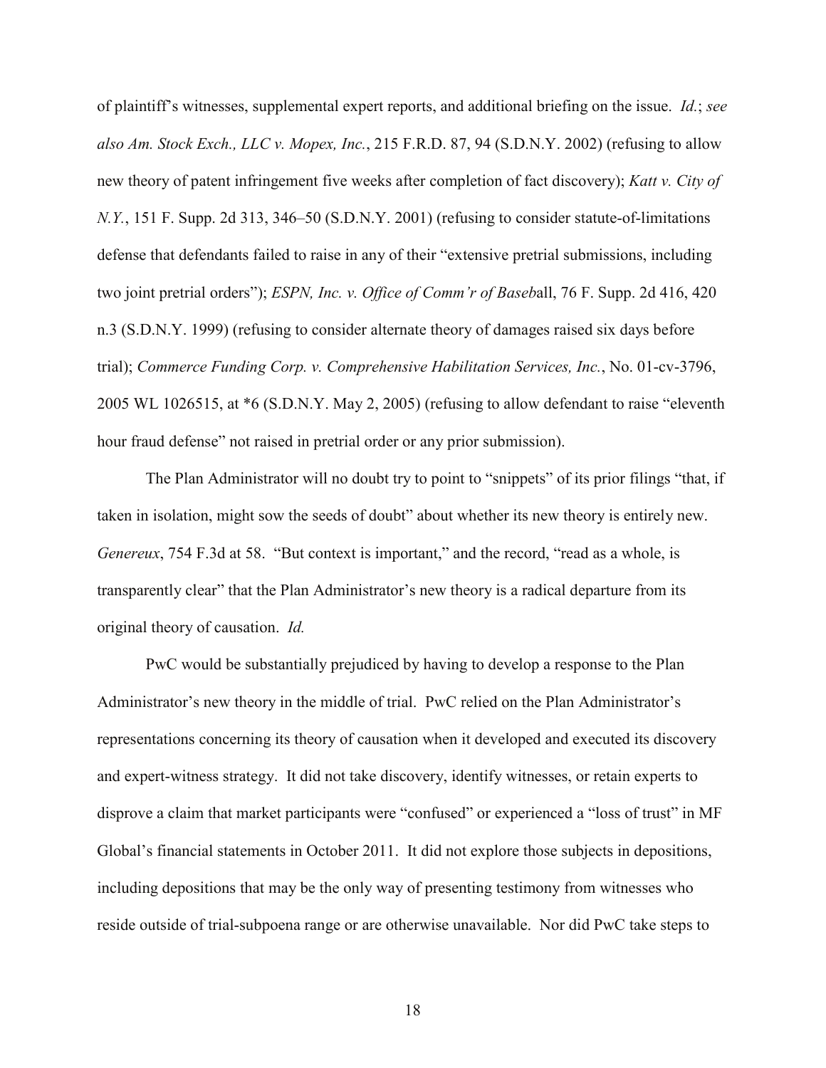of plaintiff's witnesses, supplemental expert reports, and additional briefing on the issue. *Id.*; *see also Am. Stock Exch., LLC v. Mopex, Inc.*, 215 F.R.D. 87, 94 (S.D.N.Y. 2002) (refusing to allow new theory of patent infringement five weeks after completion of fact discovery); *Katt v. City of N.Y.*, 151 F. Supp. 2d 313, 346–50 (S.D.N.Y. 2001) (refusing to consider statute-of-limitations defense that defendants failed to raise in any of their "extensive pretrial submissions, including two joint pretrial orders"); *ESPN, Inc. v. Office of Comm'r of Baseb*all, 76 F. Supp. 2d 416, 420 n.3 (S.D.N.Y. 1999) (refusing to consider alternate theory of damages raised six days before trial); *Commerce Funding Corp. v. Comprehensive Habilitation Services, Inc.*, No. 01-cv-3796, 2005 WL 1026515, at *6 (S.D.N.Y. May 2, 2005) (refusing to allow defendant to raise "eleventh hour fraud defense" not raised in pretrial order or any prior submission).

The Plan Administrator will no doubt try to point to "snippets" of its prior filings "that, if taken in isolation, might sow the seeds of doubt" about whether its new theory is entirely new. *Genereux*, 754 F.3d at 58. "But context is important," and the record, "read as a whole, is transparently clear" that the Plan Administrator's new theory is a radical departure from its original theory of causation. *Id.*

PwC would be substantially prejudiced by having to develop a response to the Plan Administrator's new theory in the middle of trial. PwC relied on the Plan Administrator's representations concerning its theory of causation when it developed and executed its discovery and expert-witness strategy. It did not take discovery, identify witnesses, or retain experts to disprove a claim that market participants were "confused" or experienced a "loss of trust" in MF Global's financial statements in October 2011. It did not explore those subjects in depositions, including depositions that may be the only way of presenting testimony from witnesses who reside outside of trial-subpoena range or are otherwise unavailable. Nor did PwC take steps to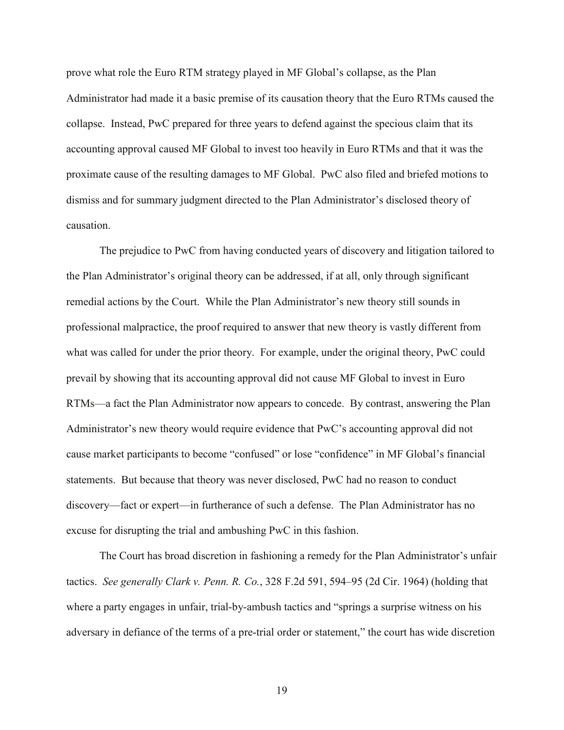prove what role the Euro RTM strategy played in MF Global's collapse, as the Plan Administrator had made it a basic premise of its causation theory that the Euro RTMs caused the collapse. Instead, PwC prepared for three years to defend against the specious claim that its accounting approval caused MF Global to invest too heavily in Euro RTMs and that it was the proximate cause of the resulting damages to MF Global. PwC also filed and briefed motions to dismiss and for summary judgment directed to the Plan Administrator's disclosed theory of causation.

The prejudice to PwC from having conducted years of discovery and litigation tailored to the Plan Administrator's original theory can be addressed, if at all, only through significant remedial actions by the Court. While the Plan Administrator's new theory still sounds in professional malpractice, the proof required to answer that new theory is vastly different from what was called for under the prior theory. For example, under the original theory, PwC could prevail by showing that its accounting approval did not cause MF Global to invest in Euro RTMs—a fact the Plan Administrator now appears to concede. By contrast, answering the Plan Administrator's new theory would require evidence that PwC's accounting approval did not cause market participants to become "confused" or lose "confidence" in MF Global's financial statements. But because that theory was never disclosed, PwC had no reason to conduct discovery—fact or expert—in furtherance of such a defense. The Plan Administrator has no excuse for disrupting the trial and ambushing PwC in this fashion.

The Court has broad discretion in fashioning a remedy for the Plan Administrator's unfair tactics. *See generally Clark v. Penn. R. Co.*, 328 F.2d 591, 594–95 (2d Cir. 1964) (holding that where a party engages in unfair, trial-by-ambush tactics and "springs a surprise witness on his adversary in defiance of the terms of a pre-trial order or statement," the court has wide discretion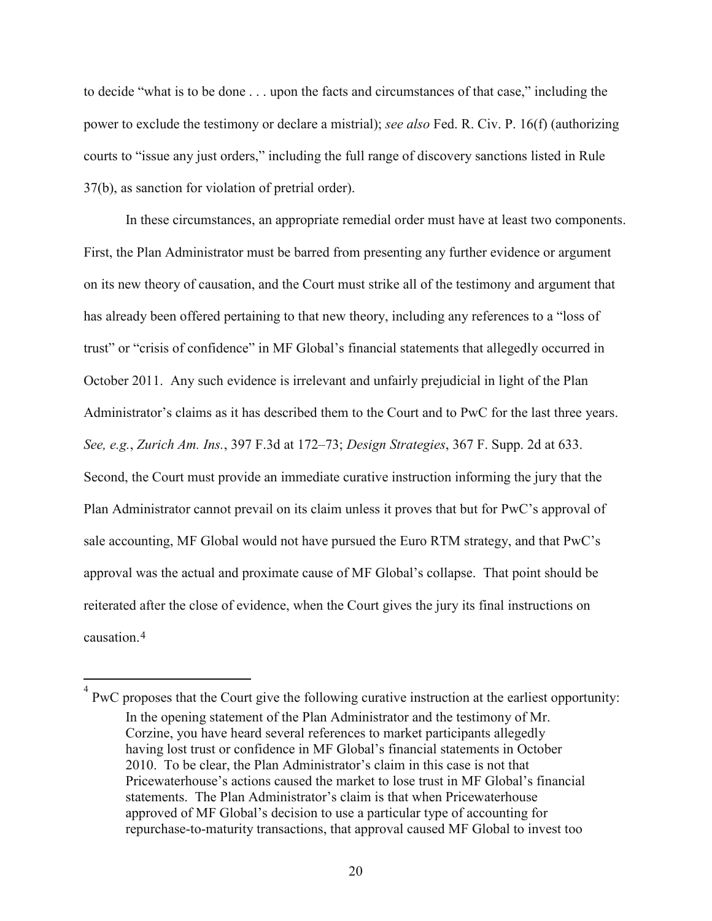to decide "what is to be done . . . upon the facts and circumstances of that case," including the power to exclude the testimony or declare a mistrial); *see also* Fed. R. Civ. P. 16(f) (authorizing courts to "issue any just orders," including the full range of discovery sanctions listed in Rule 37(b), as sanction for violation of pretrial order).

In these circumstances, an appropriate remedial order must have at least two components. First, the Plan Administrator must be barred from presenting any further evidence or argument on its new theory of causation, and the Court must strike all of the testimony and argument that has already been offered pertaining to that new theory, including any references to a "loss of trust" or "crisis of confidence" in MF Global's financial statements that allegedly occurred in October 2011. Any such evidence is irrelevant and unfairly prejudicial in light of the Plan Administrator's claims as it has described them to the Court and to PwC for the last three years. *See, e.g.*, *Zurich Am. Ins.*, 397 F.3d at 172–73; *Design Strategies*, 367 F. Supp. 2d at 633. Second, the Court must provide an immediate curative instruction informing the jury that the Plan Administrator cannot prevail on its claim unless it proves that but for PwC's approval of sale accounting, MF Global would not have pursued the Euro RTM strategy, and that PwC's approval was the actual and proximate cause of MF Global's collapse. That point should be reiterated after the close of evidence, when the Court gives the jury its final instructions on causation.[4]

---

[4] PwC proposes that the Court give the following curative instruction at the earliest opportunity:

> In the opening statement of the Plan Administrator and the testimony of Mr. Corzine, you have heard several references to market participants allegedly having lost trust or confidence in MF Global's financial statements in October 2010. To be clear, the Plan Administrator's claim in this case is not that Pricewaterhouse's actions caused the market to lose trust in MF Global's financial statements. The Plan Administrator's claim is that when Pricewaterhouse approved of MF Global's decision to use a particular type of accounting for repurchase-to-maturity transactions, that approval caused MF Global to invest too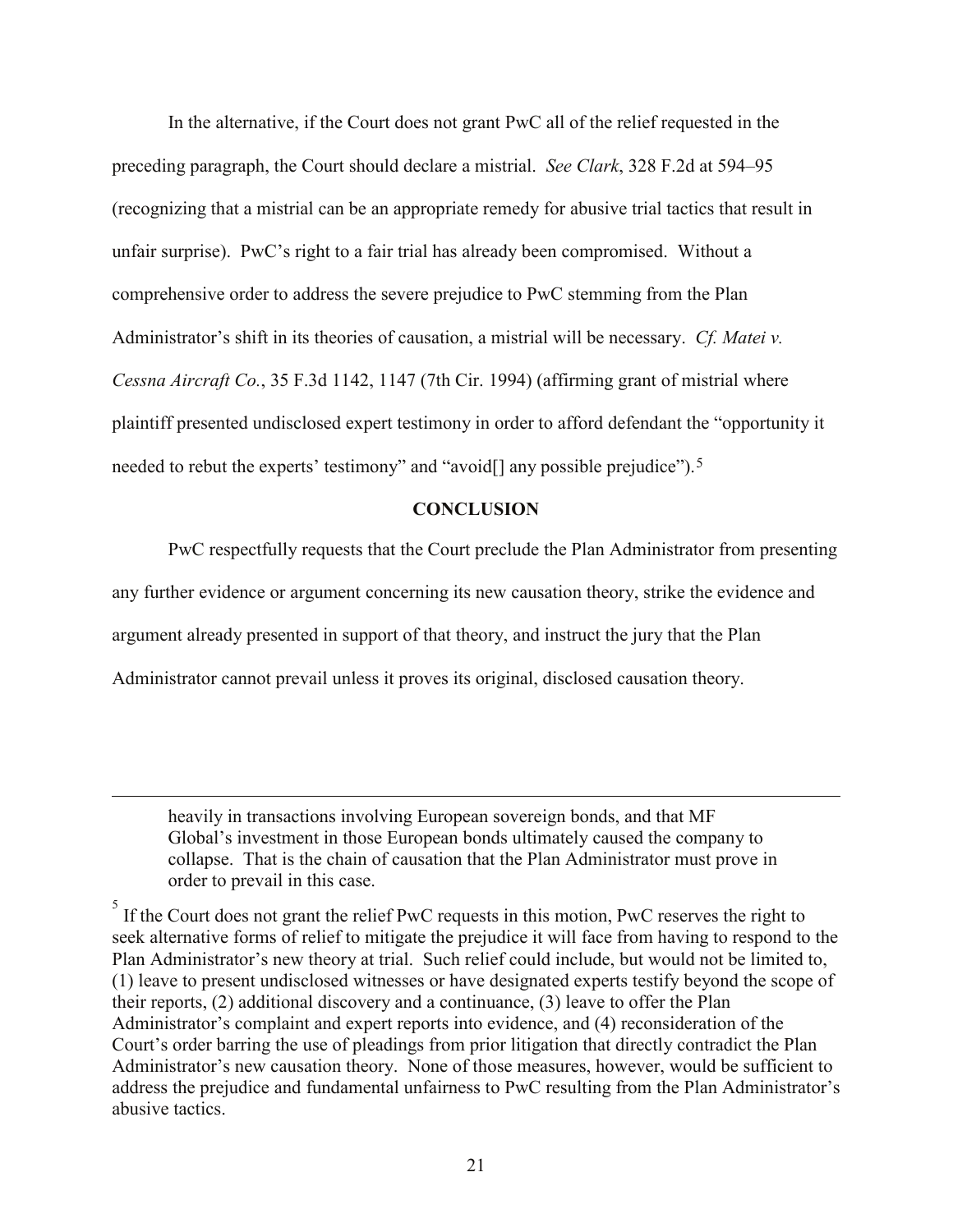In the alternative, if the Court does not grant PwC all of the relief requested in the preceding paragraph, the Court should declare a mistrial. *See Clark*, 328 F.2d at 594–95 (recognizing that a mistrial can be an appropriate remedy for abusive trial tactics that result in unfair surprise). PwC's right to a fair trial has already been compromised. Without a comprehensive order to address the severe prejudice to PwC stemming from the Plan Administrator's shift in its theories of causation, a mistrial will be necessary. *Cf. Matei v. Cessna Aircraft Co.*, 35 F.3d 1142, 1147 (7th Cir. 1994) (affirming grant of mistrial where plaintiff presented undisclosed expert testimony in order to afford defendant the "opportunity it needed to rebut the experts' testimony" and "avoid[] any possible prejudice").[5]

**CONCLUSION**

PwC respectfully requests that the Court preclude the Plan Administrator from presenting any further evidence or argument concerning its new causation theory, strike the evidence and argument already presented in support of that theory, and instruct the jury that the Plan Administrator cannot prevail unless it proves its original, disclosed causation theory.

---

heavily in transactions involving European sovereign bonds, and that MF Global's investment in those European bonds ultimately caused the company to collapse. That is the chain of causation that the Plan Administrator must prove in order to prevail in this case.

[5] If the Court does not grant the relief PwC requests in this motion, PwC reserves the right to seek alternative forms of relief to mitigate the prejudice it will face from having to respond to the Plan Administrator's new theory at trial. Such relief could include, but would not be limited to, (1) leave to present undisclosed witnesses or have designated experts testify beyond the scope of their reports, (2) additional discovery and a continuance, (3) leave to offer the Plan Administrator's complaint and expert reports into evidence, and (4) reconsideration of the Court's order barring the use of pleadings from prior litigation that directly contradict the Plan Administrator's new causation theory. None of those measures, however, would be sufficient to address the prejudice and fundamental unfairness to PwC resulting from the Plan Administrator's abusive tactics.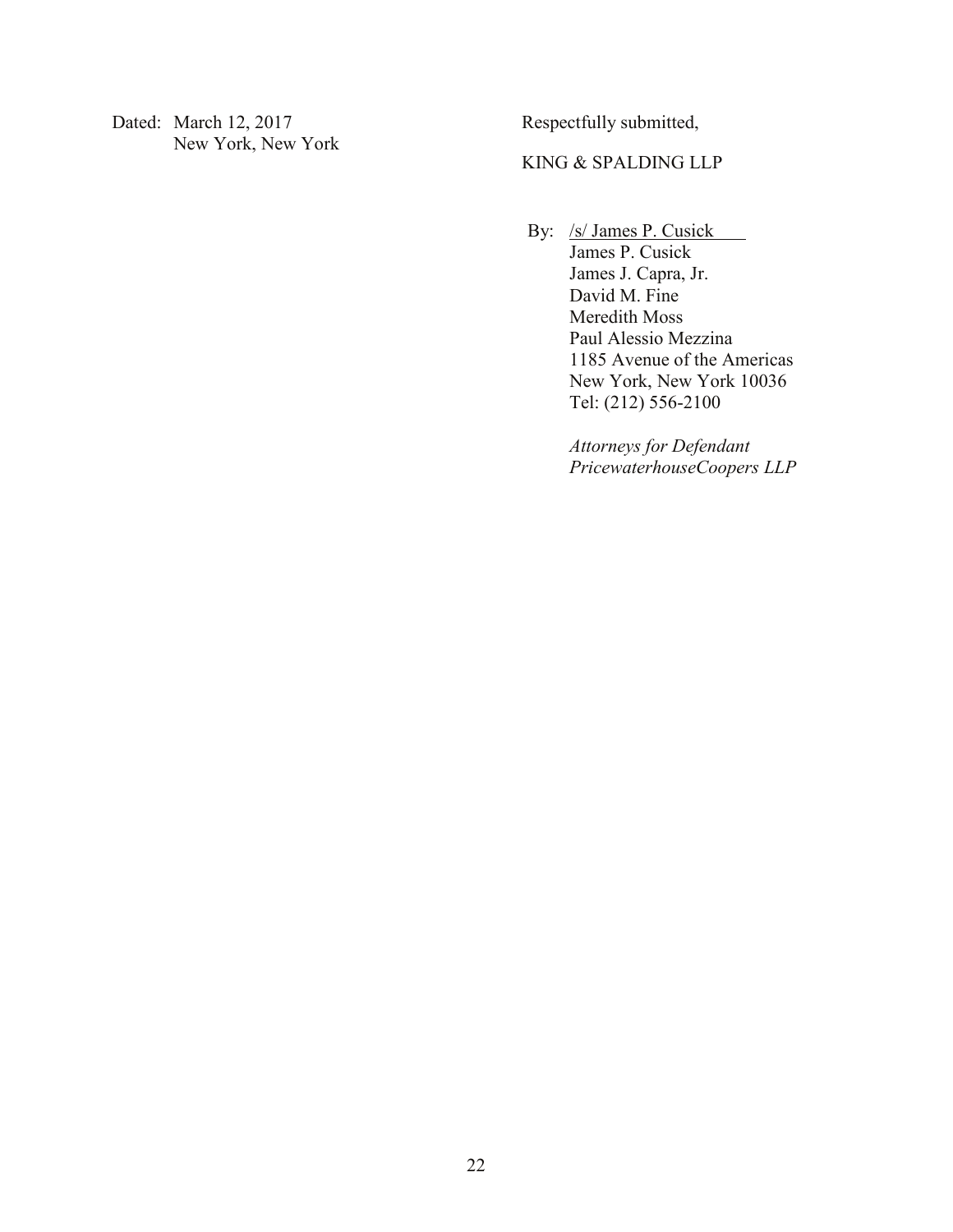Dated: March 12, 2017
New York, New York

Respectfully submitted,

KING & SPALDING LLP

By: /s/ James P. Cusick
James P. Cusick
James J. Capra, Jr.
David M. Fine
Meredith Moss
Paul Alessio Mezzina
1185 Avenue of the Americas
New York, New York 10036
Tel: (212) 556-2100

*Attorneys for Defendant PricewaterhouseCoopers LLP*